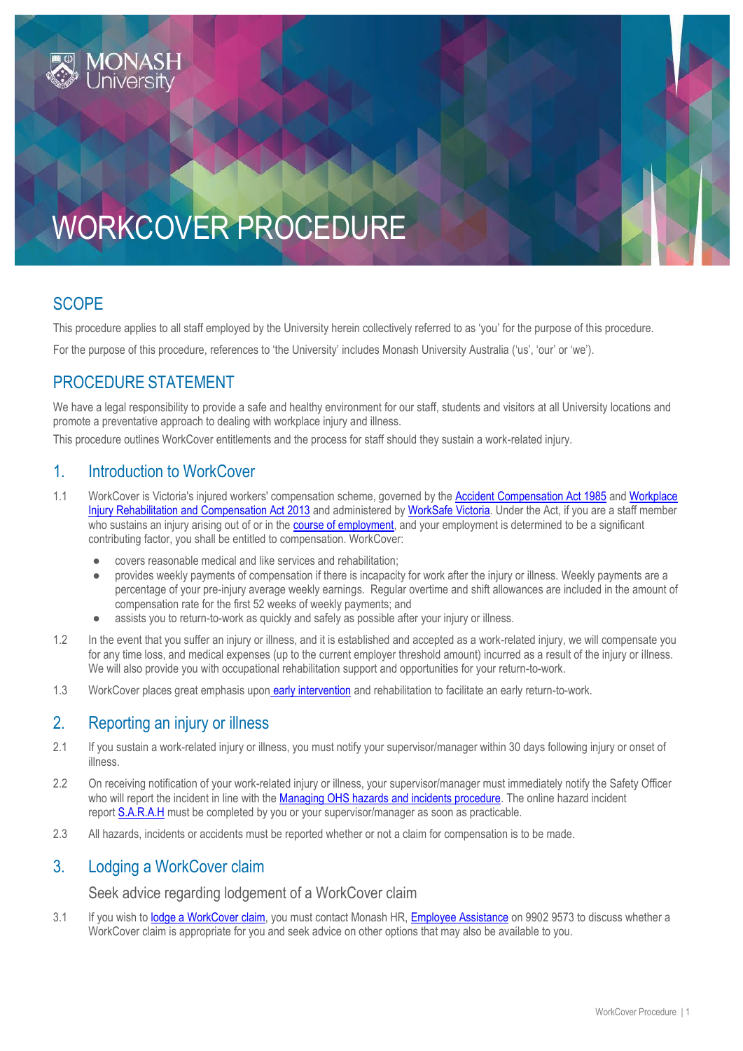# WORKCOVER PROCEDURE

## SCOPE

This procedure applies to all staff employed by the University herein collectively referred to as 'you' for the purpose of this procedure.

For the purpose of this procedure, references to 'the University' includes Monash University Australia ('us', 'our' or 'we').

## PROCEDURE STATEMENT

We have a legal responsibility to provide a safe and healthy environment for our staff, students and visitors at all University locations and promote a preventative approach to dealing with workplace injury and illness.

This procedure outlines WorkCover entitlements and the process for staff should they sustain a work-related injury.

## 1. Introduction to WorkCover

1.1 WorkCover is Victoria's injured workers' compensation scheme, governed by the Accident Compensation Act 1985 and Workplace Injury Rehabilitation and Compensation Act 2013 and administered by WorkSafe Victoria. Under the Act, if you are a staff member who sustains an injury arising out of or in the course of employment, and your employment is determined to be a significant contributing factor, you shall be entitled to compensation. WorkCover:

- covers reasonable medical and like services and rehabilitation;
- provides weekly payments of compensation if there is incapacity for work after the injury or illness. Weekly payments are a percentage of your pre-injury average weekly earnings. Regular overtime and shift allowances are included in the amount of compensation rate for the first 52 weeks of weekly payments; and
- assists you to return-to-work as quickly and safely as possible after your injury or illness.

1.2 In the event that you suffer an injury or illness, and it is established and accepted as a work-related injury, we will compensate you for any time loss, and medical expenses (up to the current employer threshold amount) incurred as a result of the injury or illness. We will also provide you with occupational rehabilitation support and opportunities for your return-to-work.

1.3 WorkCover places great emphasis upon early intervention and rehabilitation to facilitate an early return-to-work.

## 2. Reporting an injury or illness

2.1 If you sustain a work-related injury or illness, you must notify your supervisor/manager within 30 days following injury or onset of illness.

2.2 On receiving notification of your work-related injury or illness, your supervisor/manager must immediately notify the Safety Officer who will report the incident in line with the Managing OHS hazards and incidents procedure. The online hazard incident report S.A.R.A.H must be completed by you or your supervisor/manager as soon as practicable.

2.3 All hazards, incidents or accidents must be reported whether or not a claim for compensation is to be made.

## 3. Lodging a WorkCover claim

### Seek advice regarding lodgement of a WorkCover claim

3.1 If you wish to lodge a WorkCover claim, you must contact Monash HR, Employee Assistance on 9902 9573 to discuss whether a WorkCover claim is appropriate for you and seek advice on other options that may also be available to you.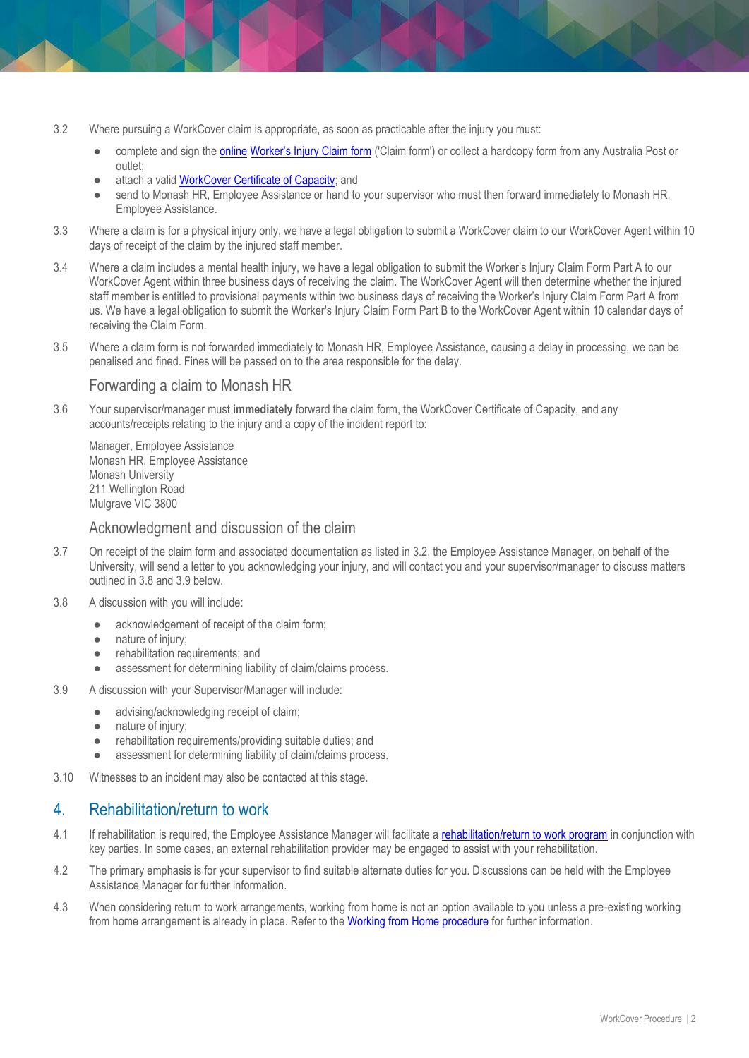3.2 Where pursuing a WorkCover claim is appropriate, as soon as practicable after the injury you must:

- complete and sign the online Worker's Injury Claim form ('Claim form') or collect a hardcopy form from any Australia Post or outlet;
- attach a valid WorkCover Certificate of Capacity; and
- send to Monash HR, Employee Assistance or hand to your supervisor who must then forward immediately to Monash HR, Employee Assistance.

3.3 Where a claim is for a physical injury only, we have a legal obligation to submit a WorkCover claim to our WorkCover Agent within 10 days of receipt of the claim by the injured staff member.

3.4 Where a claim includes a mental health injury, we have a legal obligation to submit the Worker's Injury Claim Form Part A to our WorkCover Agent within three business days of receiving the claim. The WorkCover Agent will then determine whether the injured staff member is entitled to provisional payments within two business days of receiving the Worker's Injury Claim Form Part A from us. We have a legal obligation to submit the Worker's Injury Claim Form Part B to the WorkCover Agent within 10 calendar days of receiving the Claim Form.

3.5 Where a claim form is not forwarded immediately to Monash HR, Employee Assistance, causing a delay in processing, we can be penalised and fined. Fines will be passed on to the area responsible for the delay.

### Forwarding a claim to Monash HR

3.6 Your supervisor/manager must **immediately** forward the claim form, the WorkCover Certificate of Capacity, and any accounts/receipts relating to the injury and a copy of the incident report to:

Manager, Employee Assistance
Monash HR, Employee Assistance
Monash University
211 Wellington Road
Mulgrave VIC 3800

### Acknowledgment and discussion of the claim

3.7 On receipt of the claim form and associated documentation as listed in 3.2, the Employee Assistance Manager, on behalf of the University, will send a letter to you acknowledging your injury, and will contact you and your supervisor/manager to discuss matters outlined in 3.8 and 3.9 below.

3.8 A discussion with you will include:

- acknowledgement of receipt of the claim form;
- nature of injury;
- rehabilitation requirements; and
- assessment for determining liability of claim/claims process.

3.9 A discussion with your Supervisor/Manager will include:

- advising/acknowledging receipt of claim;
- nature of injury;
- rehabilitation requirements/providing suitable duties; and
- assessment for determining liability of claim/claims process.

3.10 Witnesses to an incident may also be contacted at this stage.

## 4. Rehabilitation/return to work

4.1 If rehabilitation is required, the Employee Assistance Manager will facilitate a rehabilitation/return to work program in conjunction with key parties. In some cases, an external rehabilitation provider may be engaged to assist with your rehabilitation.

4.2 The primary emphasis is for your supervisor to find suitable alternate duties for you. Discussions can be held with the Employee Assistance Manager for further information.

4.3 When considering return to work arrangements, working from home is not an option available to you unless a pre-existing working from home arrangement is already in place. Refer to the Working from Home procedure for further information.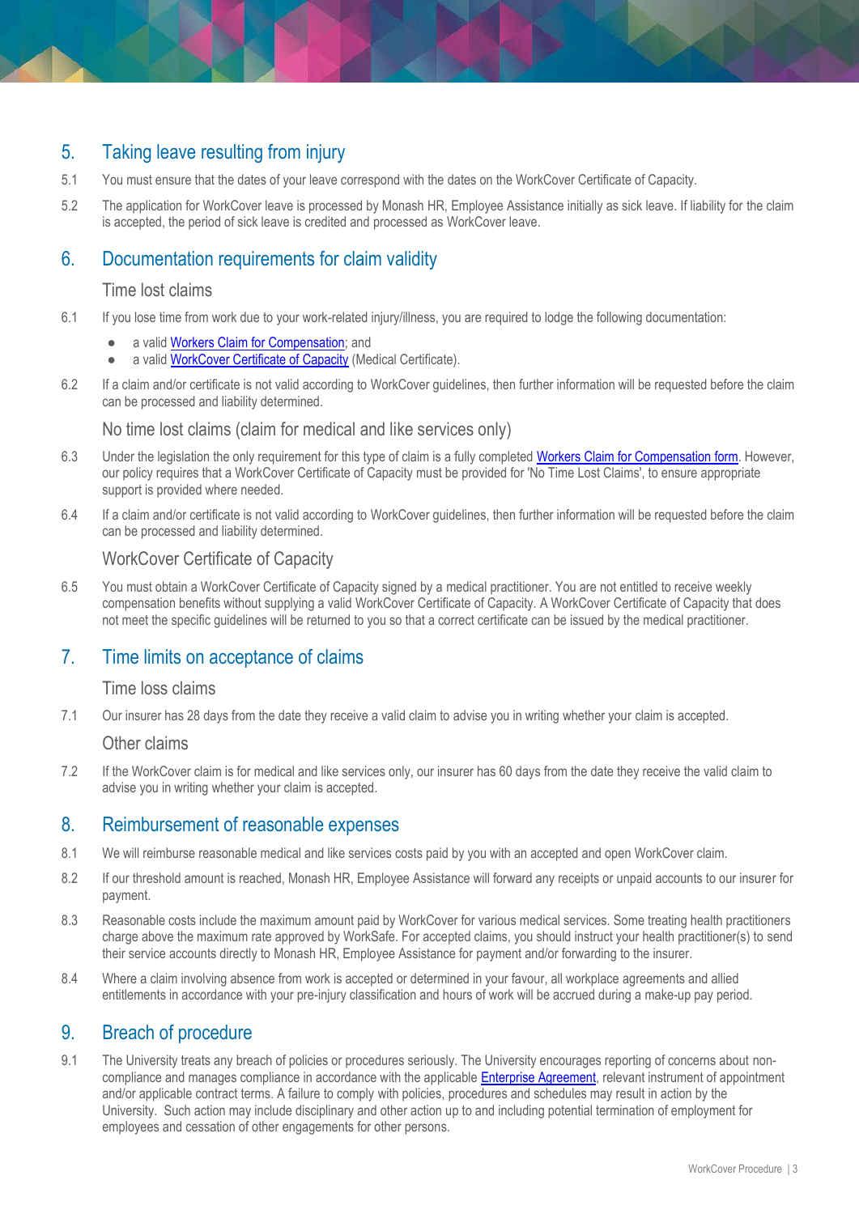## 5. Taking leave resulting from injury

5.1 You must ensure that the dates of your leave correspond with the dates on the WorkCover Certificate of Capacity.

5.2 The application for WorkCover leave is processed by Monash HR, Employee Assistance initially as sick leave. If liability for the claim is accepted, the period of sick leave is credited and processed as WorkCover leave.

## 6. Documentation requirements for claim validity

### Time lost claims

6.1 If you lose time from work due to your work-related injury/illness, you are required to lodge the following documentation:

- a valid Workers Claim for Compensation; and
- a valid WorkCover Certificate of Capacity (Medical Certificate).

6.2 If a claim and/or certificate is not valid according to WorkCover guidelines, then further information will be requested before the claim can be processed and liability determined.

### No time lost claims (claim for medical and like services only)

6.3 Under the legislation the only requirement for this type of claim is a fully completed Workers Claim for Compensation form. However, our policy requires that a WorkCover Certificate of Capacity must be provided for 'No Time Lost Claims', to ensure appropriate support is provided where needed.

6.4 If a claim and/or certificate is not valid according to WorkCover guidelines, then further information will be requested before the claim can be processed and liability determined.

### WorkCover Certificate of Capacity

6.5 You must obtain a WorkCover Certificate of Capacity signed by a medical practitioner. You are not entitled to receive weekly compensation benefits without supplying a valid WorkCover Certificate of Capacity. A WorkCover Certificate of Capacity that does not meet the specific guidelines will be returned to you so that a correct certificate can be issued by the medical practitioner.

## 7. Time limits on acceptance of claims

### Time loss claims

7.1 Our insurer has 28 days from the date they receive a valid claim to advise you in writing whether your claim is accepted.

### Other claims

7.2 If the WorkCover claim is for medical and like services only, our insurer has 60 days from the date they receive the valid claim to advise you in writing whether your claim is accepted.

## 8. Reimbursement of reasonable expenses

8.1 We will reimburse reasonable medical and like services costs paid by you with an accepted and open WorkCover claim.

8.2 If our threshold amount is reached, Monash HR, Employee Assistance will forward any receipts or unpaid accounts to our insurer for payment.

8.3 Reasonable costs include the maximum amount paid by WorkCover for various medical services. Some treating health practitioners charge above the maximum rate approved by WorkSafe. For accepted claims, you should instruct your health practitioner(s) to send their service accounts directly to Monash HR, Employee Assistance for payment and/or forwarding to the insurer.

8.4 Where a claim involving absence from work is accepted or determined in your favour, all workplace agreements and allied entitlements in accordance with your pre-injury classification and hours of work will be accrued during a make-up pay period.

## 9. Breach of procedure

9.1 The University treats any breach of policies or procedures seriously. The University encourages reporting of concerns about non-compliance and manages compliance in accordance with the applicable Enterprise Agreement, relevant instrument of appointment and/or applicable contract terms. A failure to comply with policies, procedures and schedules may result in action by the University. Such action may include disciplinary and other action up to and including potential termination of employment for employees and cessation of other engagements for other persons.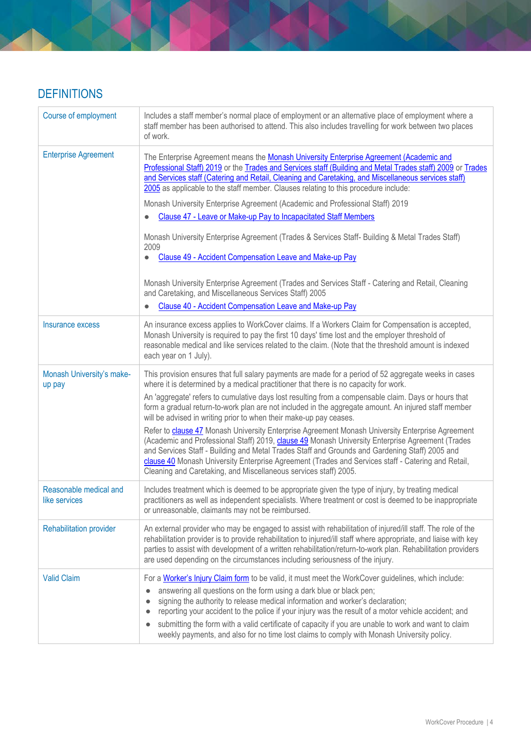## DEFINITIONS

| | |
|---|---|
| Course of employment | Includes a staff member's normal place of employment or an alternative place of employment where a staff member has been authorised to attend. This also includes travelling for work between two places of work. |
| Enterprise Agreement | The Enterprise Agreement means the Monash University Enterprise Agreement (Academic and Professional Staff) 2019 or the Trades and Services staff (Building and Metal Trades staff) 2009 or Trades and Services staff (Catering and Retail, Cleaning and Caretaking, and Miscellaneous services staff) 2005 as applicable to the staff member. Clauses relating to this procedure include:<br><br>Monash University Enterprise Agreement (Academic and Professional Staff) 2019<br>• Clause 47 - Leave or Make-up Pay to Incapacitated Staff Members<br><br>Monash University Enterprise Agreement (Trades & Services Staff- Building & Metal Trades Staff) 2009<br>• Clause 49 - Accident Compensation Leave and Make-up Pay<br><br>Monash University Enterprise Agreement (Trades and Services Staff - Catering and Retail, Cleaning and Caretaking, and Miscellaneous Services Staff) 2005<br>• Clause 40 - Accident Compensation Leave and Make-up Pay |
| Insurance excess | An insurance excess applies to WorkCover claims. If a Workers Claim for Compensation is accepted, Monash University is required to pay the first 10 days' time lost and the employer threshold of reasonable medical and like services related to the claim. (Note that the threshold amount is indexed each year on 1 July). |
| Monash University's make-up pay | This provision ensures that full salary payments are made for a period of 52 aggregate weeks in cases where it is determined by a medical practitioner that there is no capacity for work.<br><br>An 'aggregate' refers to cumulative days lost resulting from a compensable claim. Days or hours that form a gradual return-to-work plan are not included in the aggregate amount. An injured staff member will be advised in writing prior to when their make-up pay ceases.<br><br>Refer to clause 47 Monash University Enterprise Agreement Monash University Enterprise Agreement (Academic and Professional Staff) 2019, clause 49 Monash University Enterprise Agreement (Trades and Services Staff - Building and Metal Trades Staff and Grounds and Gardening Staff) 2005 and clause 40 Monash University Enterprise Agreement (Trades and Services staff - Catering and Retail, Cleaning and Caretaking, and Miscellaneous services staff) 2005. |
| Reasonable medical and like services | Includes treatment which is deemed to be appropriate given the type of injury, by treating medical practitioners as well as independent specialists. Where treatment or cost is deemed to be inappropriate or unreasonable, claimants may not be reimbursed. |
| Rehabilitation provider | An external provider who may be engaged to assist with rehabilitation of injured/ill staff. The role of the rehabilitation provider is to provide rehabilitation to injured/ill staff where appropriate, and liaise with key parties to assist with development of a written rehabilitation/return-to-work plan. Rehabilitation providers are used depending on the circumstances including seriousness of the injury. |
| Valid Claim | For a Worker's Injury Claim form to be valid, it must meet the WorkCover guidelines, which include:<br>• answering all questions on the form using a dark blue or black pen;<br>• signing the authority to release medical information and worker's declaration;<br>• reporting your accident to the police if your injury was the result of a motor vehicle accident; and<br>• submitting the form with a valid certificate of capacity if you are unable to work and want to claim weekly payments, and also for no time lost claims to comply with Monash University policy. |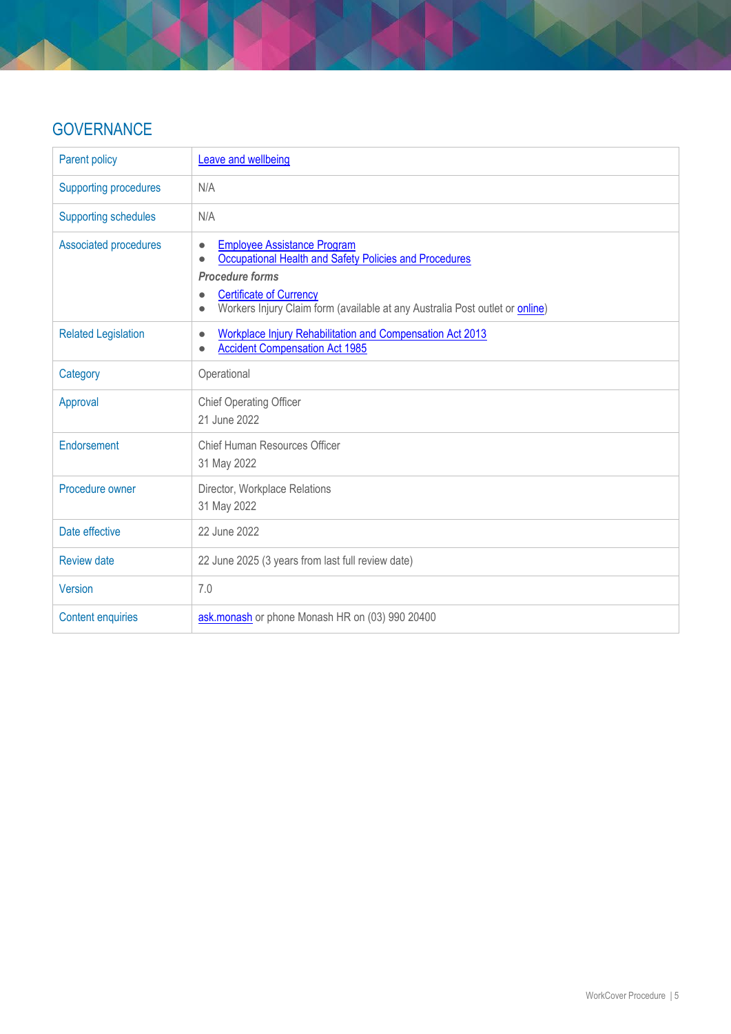## GOVERNANCE

| | |
|---|---|
| Parent policy | Leave and wellbeing |
| Supporting procedures | N/A |
| Supporting schedules | N/A |
| Associated procedures | • Employee Assistance Program<br>• Occupational Health and Safety Policies and Procedures<br>***Procedure forms***<br>• Certificate of Currency<br>• Workers Injury Claim form (available at any Australia Post outlet or online) |
| Related Legislation | • Workplace Injury Rehabilitation and Compensation Act 2013<br>• Accident Compensation Act 1985 |
| Category | Operational |
| Approval | Chief Operating Officer<br>21 June 2022 |
| Endorsement | Chief Human Resources Officer<br>31 May 2022 |
| Procedure owner | Director, Workplace Relations<br>31 May 2022 |
| Date effective | 22 June 2022 |
| Review date | 22 June 2025 (3 years from last full review date) |
| Version | 7.0 |
| Content enquiries | ask.monash or phone Monash HR on (03) 990 20400 |